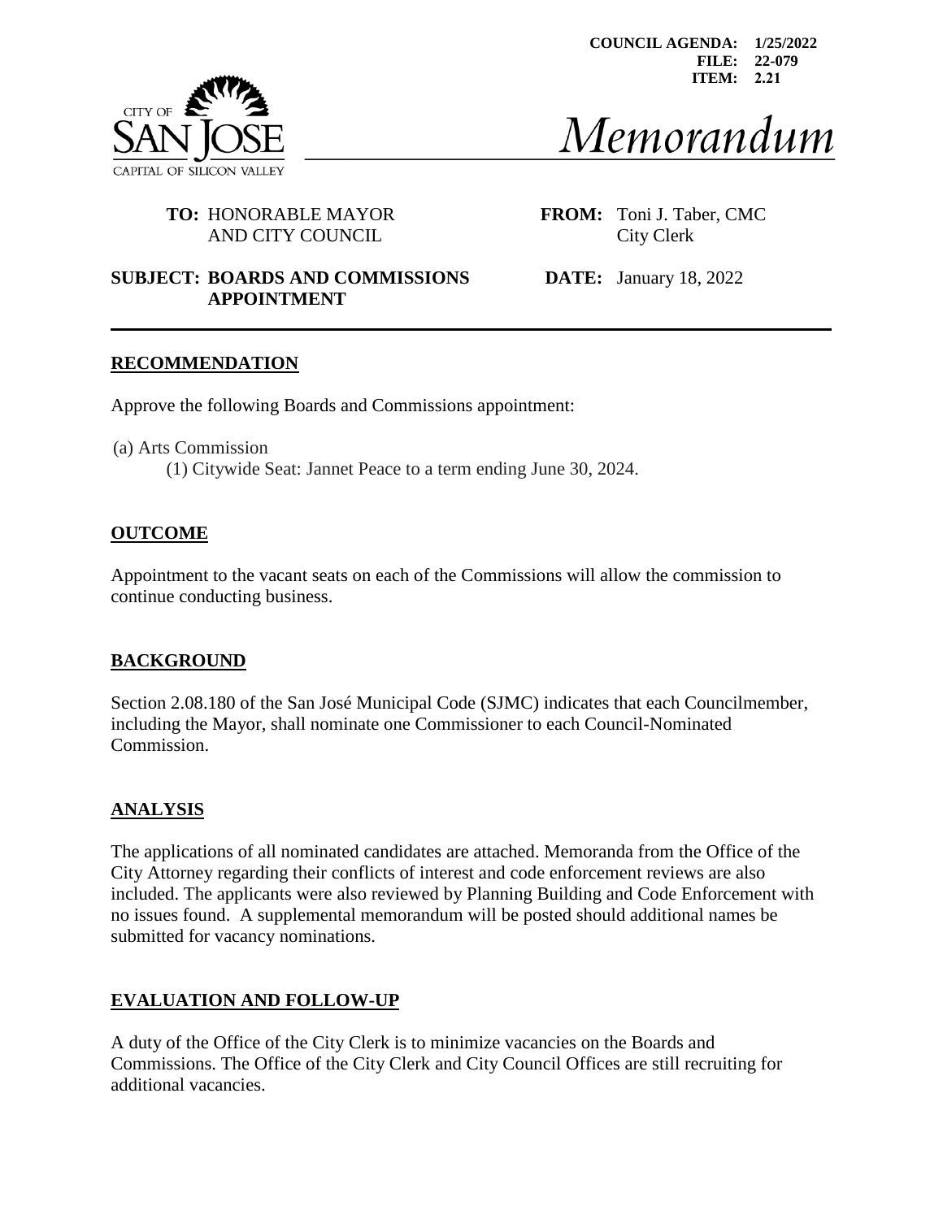**COUNCIL AGENDA: 1/25/2022**
**FILE: 22-079**
**ITEM: 2.21**

CITY OF SAN JOSE
CAPITAL OF SILICON VALLEY

# *Memorandum*

**TO:** HONORABLE MAYOR AND CITY COUNCIL

**FROM:** Toni J. Taber, CMC
City Clerk

**SUBJECT: BOARDS AND COMMISSIONS APPOINTMENT**

**DATE:** January 18, 2022

---

## RECOMMENDATION

Approve the following Boards and Commissions appointment:

(a) Arts Commission
  (1) Citywide Seat: Jannet Peace to a term ending June 30, 2024.

## OUTCOME

Appointment to the vacant seats on each of the Commissions will allow the commission to continue conducting business.

## BACKGROUND

Section 2.08.180 of the San José Municipal Code (SJMC) indicates that each Councilmember, including the Mayor, shall nominate one Commissioner to each Council-Nominated Commission.

## ANALYSIS

The applications of all nominated candidates are attached. Memoranda from the Office of the City Attorney regarding their conflicts of interest and code enforcement reviews are also included. The applicants were also reviewed by Planning Building and Code Enforcement with no issues found. A supplemental memorandum will be posted should additional names be submitted for vacancy nominations.

## EVALUATION AND FOLLOW-UP

A duty of the Office of the City Clerk is to minimize vacancies on the Boards and Commissions. The Office of the City Clerk and City Council Offices are still recruiting for additional vacancies.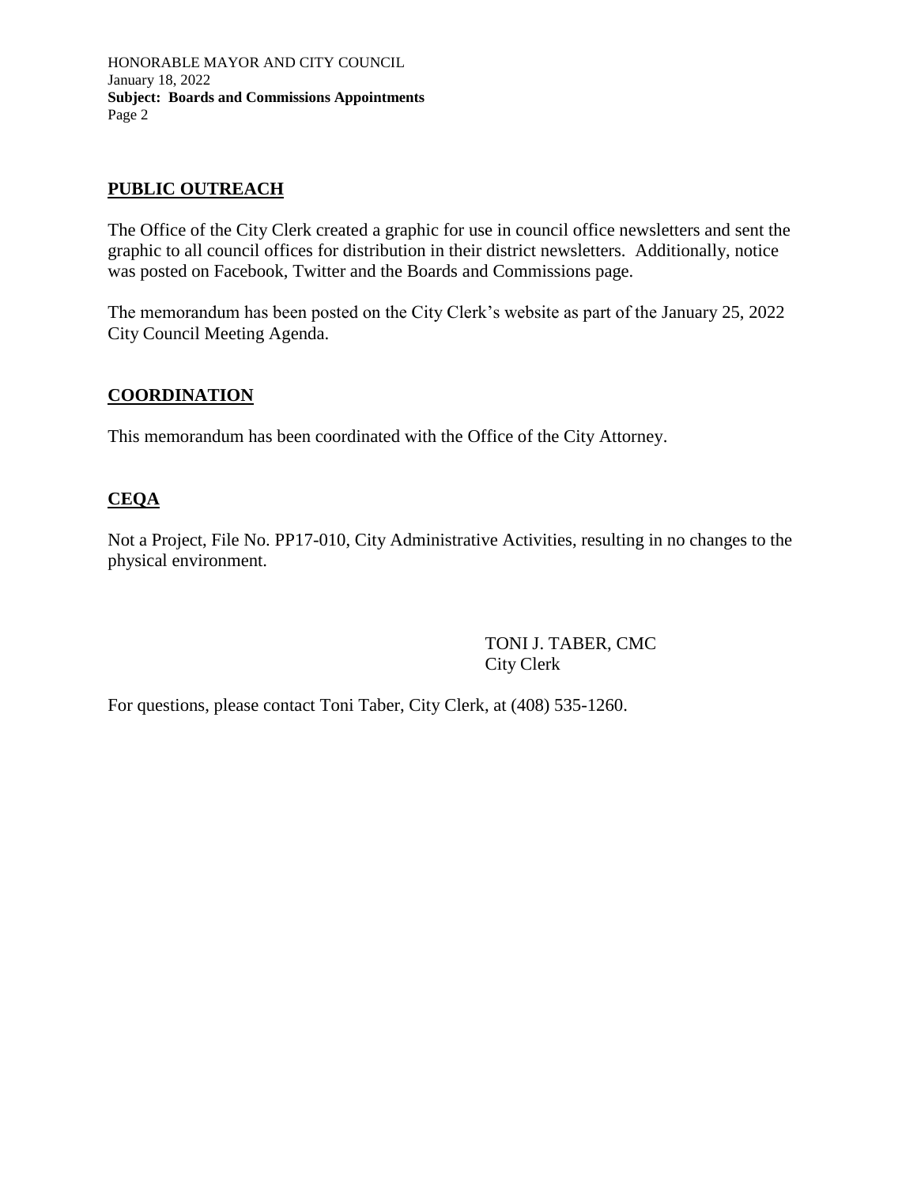## PUBLIC OUTREACH

The Office of the City Clerk created a graphic for use in council office newsletters and sent the graphic to all council offices for distribution in their district newsletters. Additionally, notice was posted on Facebook, Twitter and the Boards and Commissions page.

The memorandum has been posted on the City Clerk's website as part of the January 25, 2022 City Council Meeting Agenda.

## COORDINATION

This memorandum has been coordinated with the Office of the City Attorney.

## CEQA

Not a Project, File No. PP17-010, City Administrative Activities, resulting in no changes to the physical environment.

TONI J. TABER, CMC
City Clerk

For questions, please contact Toni Taber, City Clerk, at (408) 535-1260.